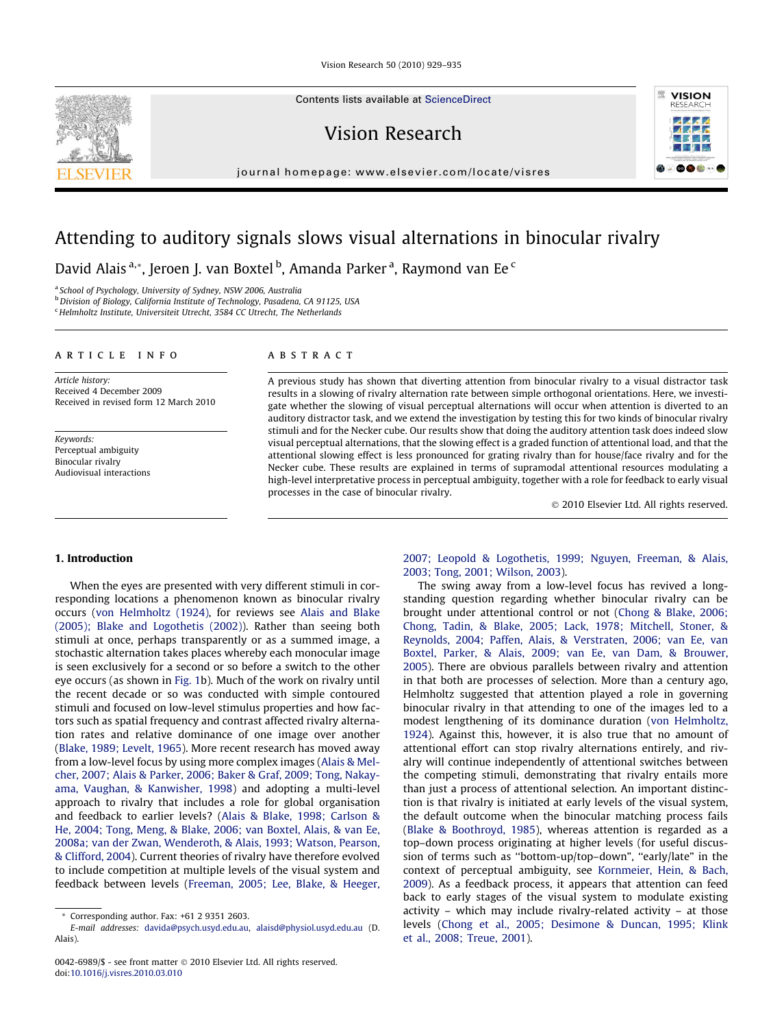# Attending to auditory signals slows visual alternations in binocular rivalry

David Alais [a,*], Jeroen J. van Boxtel [b], Amanda Parker [a], Raymond van Ee [c]

[a] School of Psychology, University of Sydney, NSW 2006, Australia
[b] Division of Biology, California Institute of Technology, Pasadena, CA 91125, USA
[c] Helmholtz Institute, Universiteit Utrecht, 3584 CC Utrecht, The Netherlands

**ARTICLE INFO**

*Article history:*
Received 4 December 2009
Received in revised form 12 March 2010

*Keywords:*
Perceptual ambiguity
Binocular rivalry
Audiovisual interactions

**ABSTRACT**

A previous study has shown that diverting attention from binocular rivalry to a visual distractor task results in a slowing of rivalry alternation rate between simple orthogonal orientations. Here, we investigate whether the slowing of visual perceptual alternations will occur when attention is diverted to an auditory distractor task, and we extend the investigation by testing this for two kinds of binocular rivalry stimuli and for the Necker cube. Our results show that doing the auditory attention task does indeed slow visual perceptual alternations, that the slowing effect is a graded function of attentional load, and that the attentional slowing effect is less pronounced for grating rivalry than for house/face rivalry and for the Necker cube. These results are explained in terms of supramodal attentional resources modulating a high-level interpretative process in perceptual ambiguity, together with a role for feedback to early visual processes in the case of binocular rivalry.

© 2010 Elsevier Ltd. All rights reserved.

## 1. Introduction

When the eyes are presented with very different stimuli in corresponding locations a phenomenon known as binocular rivalry occurs (von Helmholtz (1924), for reviews see Alais and Blake (2005); Blake and Logothetis (2002)). Rather than seeing both stimuli at once, perhaps transparently or as a summed image, a stochastic alternation takes places whereby each monocular image is seen exclusively for a second or so before a switch to the other eye occurs (as shown in Fig. 1b). Much of the work on rivalry until the recent decade or so was conducted with simple contoured stimuli and focused on low-level stimulus properties and how factors such as spatial frequency and contrast affected rivalry alternation rates and relative dominance of one image over another (Blake, 1989; Levelt, 1965). More recent research has moved away from a low-level focus by using more complex images (Alais & Melcher, 2007; Alais & Parker, 2006; Baker & Graf, 2009; Tong, Nakayama, Vaughan, & Kanwisher, 1998) and adopting a multi-level approach to rivalry that includes a role for global organisation and feedback to earlier levels? (Alais & Blake, 1998; Carlson & He, 2004; Tong, Meng, & Blake, 2006; van Boxtel, Alais, & van Ee, 2008a; van der Zwan, Wenderoth, & Alais, 1993; Watson, Pearson, & Clifford, 2004). Current theories of rivalry have therefore evolved to include competition at multiple levels of the visual system and feedback between levels (Freeman, 2005; Lee, Blake, & Heeger, 2007; Leopold & Logothetis, 1999; Nguyen, Freeman, & Alais, 2003; Tong, 2001; Wilson, 2003).

The swing away from a low-level focus has revived a long-standing question regarding whether binocular rivalry can be brought under attentional control or not (Chong & Blake, 2006; Chong, Tadin, & Blake, 2005; Lack, 1978; Mitchell, Stoner, & Reynolds, 2004; Paffen, Alais, & Verstraten, 2006; van Ee, van Boxtel, Parker, & Alais, 2009; van Ee, van Dam, & Brouwer, 2005). There are obvious parallels between rivalry and attention in that both are processes of selection. More than a century ago, Helmholtz suggested that attention played a role in governing binocular rivalry in that attending to one of the images led to a modest lengthening of its dominance duration (von Helmholtz, 1924). Against this, however, it is also true that no amount of attentional effort can stop rivalry alternations entirely, and rivalry will continue independently of attentional switches between the competing stimuli, demonstrating that rivalry entails more than just a process of attentional selection. An important distinction is that rivalry is initiated at early levels of the visual system, the default outcome when the binocular matching process fails (Blake & Boothroyd, 1985), whereas attention is regarded as a top–down process originating at higher levels (for useful discussion of terms such as "bottom-up/top–down", "early/late" in the context of perceptual ambiguity, see Kornmeier, Hein, & Bach, 2009). As a feedback process, it appears that attention can feed back to early stages of the visual system to modulate existing activity – which may include rivalry-related activity – at those levels (Chong et al., 2005; Desimone & Duncan, 1995; Klink et al., 2008; Treue, 2001).

\* Corresponding author. Fax: +61 2 9351 2603.
E-mail addresses: davida@psych.usyd.edu.au, alaisd@physiol.usyd.edu.au (D. Alais).

0042-6989/$ - see front matter © 2010 Elsevier Ltd. All rights reserved.
doi:10.1016/j.visres.2010.03.010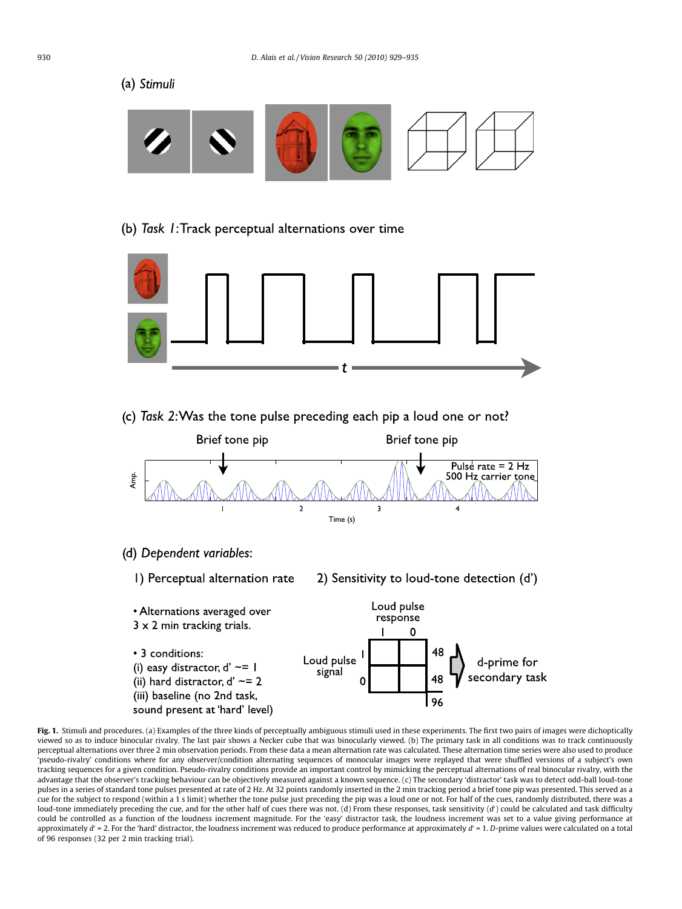(a) *Stimuli*

(b) *Task 1*: Track perceptual alternations over time

(c) *Task 2*: Was the tone pulse preceding each pip a loud one or not?

(d) *Dependent variables*:

1) Perceptual alternation rate

- Alternations averaged over 3 x 2 min tracking trials.
- 3 conditions:
  (i) easy distractor, d' ~= 1
  (ii) hard distractor, d' ~= 2
  (iii) baseline (no 2nd task, sound present at 'hard' level)

2) Sensitivity to loud-tone detection (d')

**Fig. 1.** Stimuli and procedures. (a) Examples of the three kinds of perceptually ambiguous stimuli used in these experiments. The first two pairs of images were dichoptically viewed so as to induce binocular rivalry. The last pair shows a Necker cube that was binocularly viewed. (b) The primary task in all conditions was to track continuously perceptual alternations over three 2 min observation periods. From these data a mean alternation rate was calculated. These alternation time series were also used to produce 'pseudo-rivalry' conditions where for any observer/condition alternating sequences of monocular images were replayed that were shuffled versions of a subject's own tracking sequences for a given condition. Pseudo-rivalry conditions provide an important control by mimicking the perceptual alternations of real binocular rivalry, with the advantage that the observer's tracking behaviour can be objectively measured against a known sequence. (c) The secondary 'distractor' task was to detect odd-ball loud-tone pulses in a series of standard tone pulses presented at rate of 2 Hz. At 32 points randomly inserted in the 2 min tracking period a brief tone pip was presented. This served as a cue for the subject to respond (within a 1 s limit) whether the tone pulse just preceding the pip was a loud one or not. For half of the cues, randomly distributed, there was a loud-tone immediately preceding the cue, and for the other half of cues there was not. (d) From these responses, task sensitivity ($d'$) could be calculated and task difficulty could be controlled as a function of the loudness increment magnitude. For the 'easy' distractor task, the loudness increment was set to a value giving performance at approximately $d' = 2$. For the 'hard' distractor, the loudness increment was reduced to produce performance at approximately $d' = 1$. *D*-prime values were calculated on a total of 96 responses (32 per 2 min tracking trial).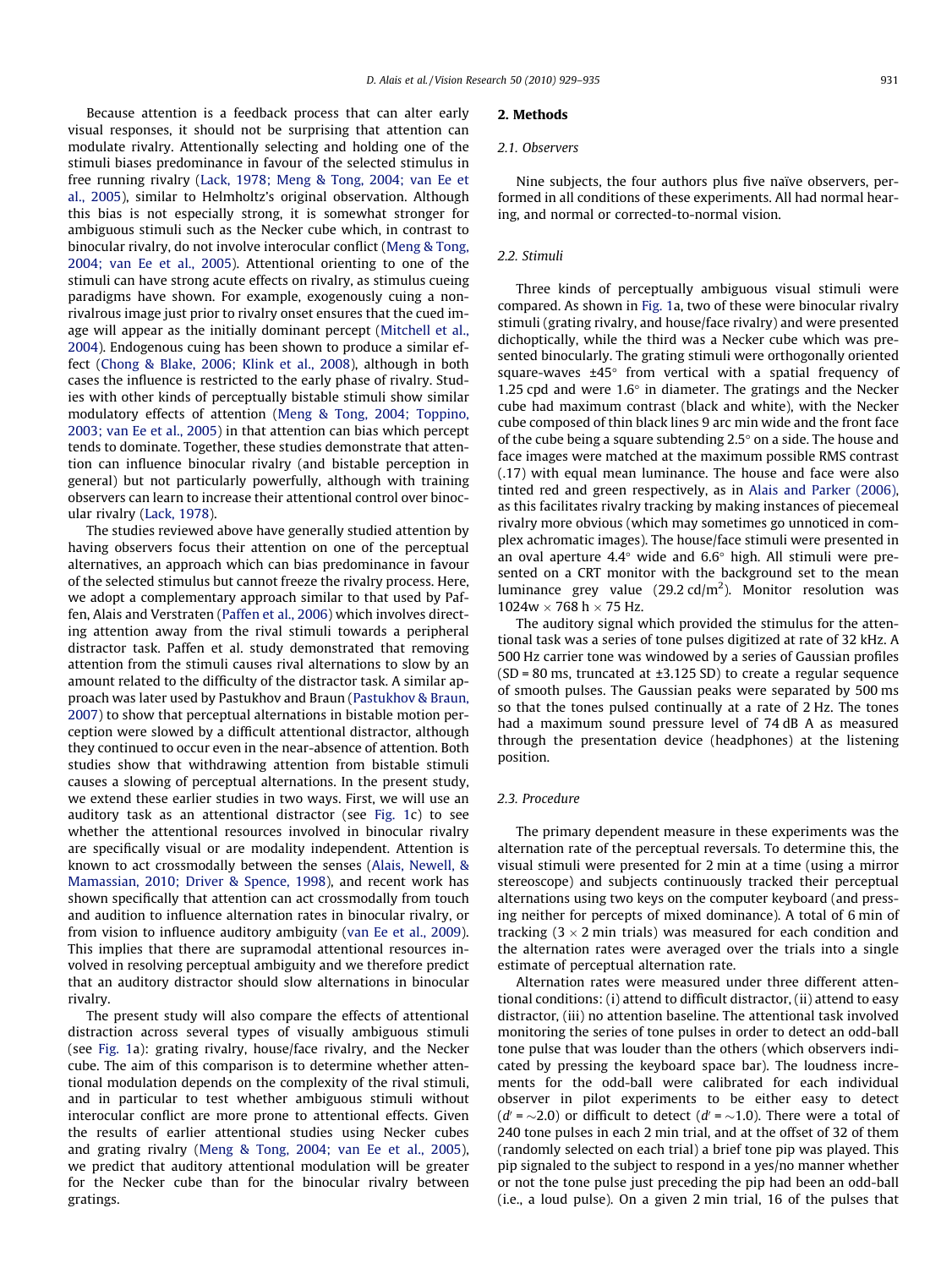Because attention is a feedback process that can alter early visual responses, it should not be surprising that attention can modulate rivalry. Attentionally selecting and holding one of the stimuli biases predominance in favour of the selected stimulus in free running rivalry (Lack, 1978; Meng & Tong, 2004; van Ee et al., 2005), similar to Helmholtz's original observation. Although this bias is not especially strong, it is somewhat stronger for ambiguous stimuli such as the Necker cube which, in contrast to binocular rivalry, do not involve interocular conflict (Meng & Tong, 2004; van Ee et al., 2005). Attentional orienting to one of the stimuli can have strong acute effects on rivalry, as stimulus cueing paradigms have shown. For example, exogenously cuing a non-rivalrous image just prior to rivalry onset ensures that the cued image will appear as the initially dominant percept (Mitchell et al., 2004). Endogenous cuing has been shown to produce a similar effect (Chong & Blake, 2006; Klink et al., 2008), although in both cases the influence is restricted to the early phase of rivalry. Studies with other kinds of perceptually bistable stimuli show similar modulatory effects of attention (Meng & Tong, 2004; Toppino, 2003; van Ee et al., 2005) in that attention can bias which percept tends to dominate. Together, these studies demonstrate that attention can influence binocular rivalry (and bistable perception in general) but not particularly powerfully, although with training observers can learn to increase their attentional control over binocular rivalry (Lack, 1978).

The studies reviewed above have generally studied attention by having observers focus their attention on one of the perceptual alternatives, an approach which can bias predominance in favour of the selected stimulus but cannot freeze the rivalry process. Here, we adopt a complementary approach similar to that used by Paffen, Alais and Verstraten (Paffen et al., 2006) which involves directing attention away from the rival stimuli towards a peripheral distractor task. Paffen et al. study demonstrated that removing attention from the stimuli causes rival alternations to slow by an amount related to the difficulty of the distractor task. A similar approach was later used by Pastukhov and Braun (Pastukhov & Braun, 2007) to show that perceptual alternations in bistable motion perception were slowed by a difficult attentional distractor, although they continued to occur even in the near-absence of attention. Both studies show that withdrawing attention from bistable stimuli causes a slowing of perceptual alternations. In the present study, we extend these earlier studies in two ways. First, we will use an auditory task as an attentional distractor (see Fig. 1c) to see whether the attentional resources involved in binocular rivalry are specifically visual or are modality independent. Attention is known to act crossmodally between the senses (Alais, Newell, & Mamassian, 2010; Driver & Spence, 1998), and recent work has shown specifically that attention can act crossmodally from touch and audition to influence alternation rates in binocular rivalry, or from vision to influence auditory ambiguity (van Ee et al., 2009). This implies that there are supramodal attentional resources involved in resolving perceptual ambiguity and we therefore predict that an auditory distractor should slow alternations in binocular rivalry.

The present study will also compare the effects of attentional distraction across several types of visually ambiguous stimuli (see Fig. 1a): grating rivalry, house/face rivalry, and the Necker cube. The aim of this comparison is to determine whether attentional modulation depends on the complexity of the rival stimuli, and in particular to test whether ambiguous stimuli without interocular conflict are more prone to attentional effects. Given the results of earlier attentional studies using Necker cubes and grating rivalry (Meng & Tong, 2004; van Ee et al., 2005), we predict that auditory attentional modulation will be greater for the Necker cube than for the binocular rivalry between gratings.

## 2. Methods

### 2.1. Observers

Nine subjects, the four authors plus five naïve observers, performed in all conditions of these experiments. All had normal hearing, and normal or corrected-to-normal vision.

### 2.2. Stimuli

Three kinds of perceptually ambiguous visual stimuli were compared. As shown in Fig. 1a, two of these were binocular rivalry stimuli (grating rivalry, and house/face rivalry) and were presented dichoptically, while the third was a Necker cube which was presented binocularly. The grating stimuli were orthogonally oriented square-waves ±45° from vertical with a spatial frequency of 1.25 cpd and were 1.6° in diameter. The gratings and the Necker cube had maximum contrast (black and white), with the Necker cube composed of thin black lines 9 arc min wide and the front face of the cube being a square subtending 2.5° on a side. The house and face images were matched at the maximum possible RMS contrast (.17) with equal mean luminance. The house and face were also tinted red and green respectively, as in Alais and Parker (2006), as this facilitates rivalry tracking by making instances of piecemeal rivalry more obvious (which may sometimes go unnoticed in complex achromatic images). The house/face stimuli were presented in an oval aperture 4.4° wide and 6.6° high. All stimuli were presented on a CRT monitor with the background set to the mean luminance grey value (29.2 cd/m$^2$). Monitor resolution was 1024w × 768 h × 75 Hz.

The auditory signal which provided the stimulus for the attentional task was a series of tone pulses digitized at rate of 32 kHz. A 500 Hz carrier tone was windowed by a series of Gaussian profiles (SD = 80 ms, truncated at ±3.125 SD) to create a regular sequence of smooth pulses. The Gaussian peaks were separated by 500 ms so that the tones pulsed continually at a rate of 2 Hz. The tones had a maximum sound pressure level of 74 dB A as measured through the presentation device (headphones) at the listening position.

### 2.3. Procedure

The primary dependent measure in these experiments was the alternation rate of the perceptual reversals. To determine this, the visual stimuli were presented for 2 min at a time (using a mirror stereoscope) and subjects continuously tracked their perceptual alternations using two keys on the computer keyboard (and pressing neither for percepts of mixed dominance). A total of 6 min of tracking (3 × 2 min trials) was measured for each condition and the alternation rates were averaged over the trials into a single estimate of perceptual alternation rate.

Alternation rates were measured under three different attentional conditions: (i) attend to difficult distractor, (ii) attend to easy distractor, (iii) no attention baseline. The attentional task involved monitoring the series of tone pulses in order to detect an odd-ball tone pulse that was louder than the others (which observers indicated by pressing the keyboard space bar). The loudness increments for the odd-ball were calibrated for each individual observer in pilot experiments to be either easy to detect ($d' = \sim 2.0$) or difficult to detect ($d' = \sim 1.0$). There were a total of 240 tone pulses in each 2 min trial, and at the offset of 32 of them (randomly selected on each trial) a brief tone pip was played. This pip signaled to the subject to respond in a yes/no manner whether or not the tone pulse just preceding the pip had been an odd-ball (i.e., a loud pulse). On a given 2 min trial, 16 of the pulses that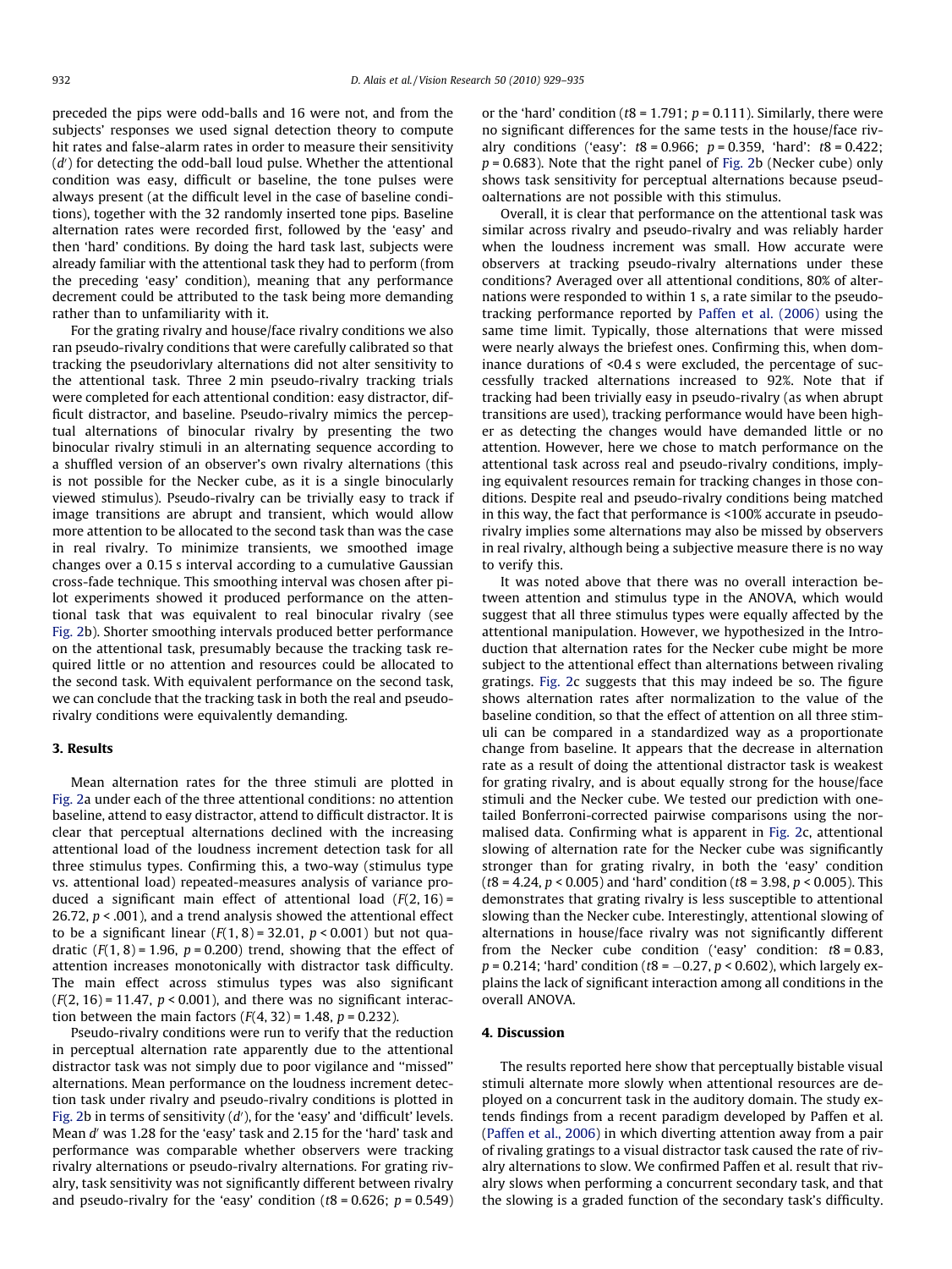preceded the pips were odd-balls and 16 were not, and from the subjects' responses we used signal detection theory to compute hit rates and false-alarm rates in order to measure their sensitivity ($d'$) for detecting the odd-ball loud pulse. Whether the attentional condition was easy, difficult or baseline, the tone pulses were always present (at the difficult level in the case of baseline conditions), together with the 32 randomly inserted tone pips. Baseline alternation rates were recorded first, followed by the 'easy' and then 'hard' conditions. By doing the hard task last, subjects were already familiar with the attentional task they had to perform (from the preceding 'easy' condition), meaning that any performance decrement could be attributed to the task being more demanding rather than to unfamiliarity with it.

For the grating rivalry and house/face rivalry conditions we also ran pseudo-rivalry conditions that were carefully calibrated so that tracking the pseudorivlary alternations did not alter sensitivity to the attentional task. Three 2 min pseudo-rivalry tracking trials were completed for each attentional condition: easy distractor, difficult distractor, and baseline. Pseudo-rivalry mimics the perceptual alternations of binocular rivalry by presenting the two binocular rivalry stimuli in an alternating sequence according to a shuffled version of an observer's own rivalry alternations (this is not possible for the Necker cube, as it is a single binocularly viewed stimulus). Pseudo-rivalry can be trivially easy to track if image transitions are abrupt and transient, which would allow more attention to be allocated to the second task than was the case in real rivalry. To minimize transients, we smoothed image changes over a 0.15 s interval according to a cumulative Gaussian cross-fade technique. This smoothing interval was chosen after pilot experiments showed it produced performance on the attentional task that was equivalent to real binocular rivalry (see Fig. 2b). Shorter smoothing intervals produced better performance on the attentional task, presumably because the tracking task required little or no attention and resources could be allocated to the second task. With equivalent performance on the second task, we can conclude that the tracking task in both the real and pseudo-rivalry conditions were equivalently demanding.

## 3. Results

Mean alternation rates for the three stimuli are plotted in Fig. 2a under each of the three attentional conditions: no attention baseline, attend to easy distractor, attend to difficult distractor. It is clear that perceptual alternations declined with the increasing attentional load of the loudness increment detection task for all three stimulus types. Confirming this, a two-way (stimulus type vs. attentional load) repeated-measures analysis of variance produced a significant main effect of attentional load ($F(2, 16) = 26.72$, $p < .001$), and a trend analysis showed the attentional effect to be a significant linear ($F(1, 8) = 32.01$, $p < 0.001$) but not quadratic ($F(1, 8) = 1.96$, $p = 0.200$) trend, showing that the effect of attention increases monotonically with distractor task difficulty. The main effect across stimulus types was also significant ($F(2, 16) = 11.47$, $p < 0.001$), and there was no significant interaction between the main factors ($F(4, 32) = 1.48$, $p = 0.232$).

Pseudo-rivalry conditions were run to verify that the reduction in perceptual alternation rate apparently due to the attentional distractor task was not simply due to poor vigilance and "missed" alternations. Mean performance on the loudness increment detection task under rivalry and pseudo-rivalry conditions is plotted in Fig. 2b in terms of sensitivity ($d'$), for the 'easy' and 'difficult' levels. Mean $d'$ was 1.28 for the 'easy' task and 2.15 for the 'hard' task and performance was comparable whether observers were tracking rivalry alternations or pseudo-rivalry alternations. For grating rivalry, task sensitivity was not significantly different between rivalry and pseudo-rivalry for the 'easy' condition ($t8 = 0.626$; $p = 0.549$) or the 'hard' condition ($t8 = 1.791$; $p = 0.111$). Similarly, there were no significant differences for the same tests in the house/face rivalry conditions ('easy': $t8 = 0.966$; $p = 0.359$, 'hard': $t8 = 0.422$; $p = 0.683$). Note that the right panel of Fig. 2b (Necker cube) only shows task sensitivity for perceptual alternations because pseudoalternations are not possible with this stimulus.

Overall, it is clear that performance on the attentional task was similar across rivalry and pseudo-rivalry and was reliably harder when the loudness increment was small. How accurate were observers at tracking pseudo-rivalry alternations under these conditions? Averaged over all attentional conditions, 80% of alternations were responded to within 1 s, a rate similar to the pseudo-tracking performance reported by Paffen et al. (2006) using the same time limit. Typically, those alternations that were missed were nearly always the briefest ones. Confirming this, when dominance durations of <0.4 s were excluded, the percentage of successfully tracked alternations increased to 92%. Note that if tracking had been trivially easy in pseudo-rivalry (as when abrupt transitions are used), tracking performance would have been higher as detecting the changes would have demanded little or no attention. However, here we chose to match performance on the attentional task across real and pseudo-rivalry conditions, implying equivalent resources remain for tracking changes in those conditions. Despite real and pseudo-rivalry conditions being matched in this way, the fact that performance is <100% accurate in pseudo-rivalry implies some alternations may also be missed by observers in real rivalry, although being a subjective measure there is no way to verify this.

It was noted above that there was no overall interaction between attention and stimulus type in the ANOVA, which would suggest that all three stimulus types were equally affected by the attentional manipulation. However, we hypothesized in the Introduction that alternation rates for the Necker cube might be more subject to the attentional effect than alternations between rivaling gratings. Fig. 2c suggests that this may indeed be so. The figure shows alternation rates after normalization to the value of the baseline condition, so that the effect of attention on all three stimuli can be compared in a standardized way as a proportionate change from baseline. It appears that the decrease in alternation rate as a result of doing the attentional distractor task is weakest for grating rivalry, and is about equally strong for the house/face stimuli and the Necker cube. We tested our prediction with one-tailed Bonferroni-corrected pairwise comparisons using the normalised data. Confirming what is apparent in Fig. 2c, attentional slowing of alternation rate for the Necker cube was significantly stronger than for grating rivalry, in both the 'easy' condition ($t8 = 4.24$, $p < 0.005$) and 'hard' condition ($t8 = 3.98$, $p < 0.005$). This demonstrates that grating rivalry is less susceptible to attentional slowing than the Necker cube. Interestingly, attentional slowing of alternations in house/face rivalry was not significantly different from the Necker cube condition ('easy' condition: $t8 = 0.83$, $p = 0.214$; 'hard' condition ($t8 = -0.27$, $p < 0.602$), which largely explains the lack of significant interaction among all conditions in the overall ANOVA.

## 4. Discussion

The results reported here show that perceptually bistable visual stimuli alternate more slowly when attentional resources are deployed on a concurrent task in the auditory domain. The study extends findings from a recent paradigm developed by Paffen et al. (Paffen et al., 2006) in which diverting attention away from a pair of rivaling gratings to a visual distractor task caused the rate of rivalry alternations to slow. We confirmed Paffen et al. result that rivalry slows when performing a concurrent secondary task, and that the slowing is a graded function of the secondary task's difficulty.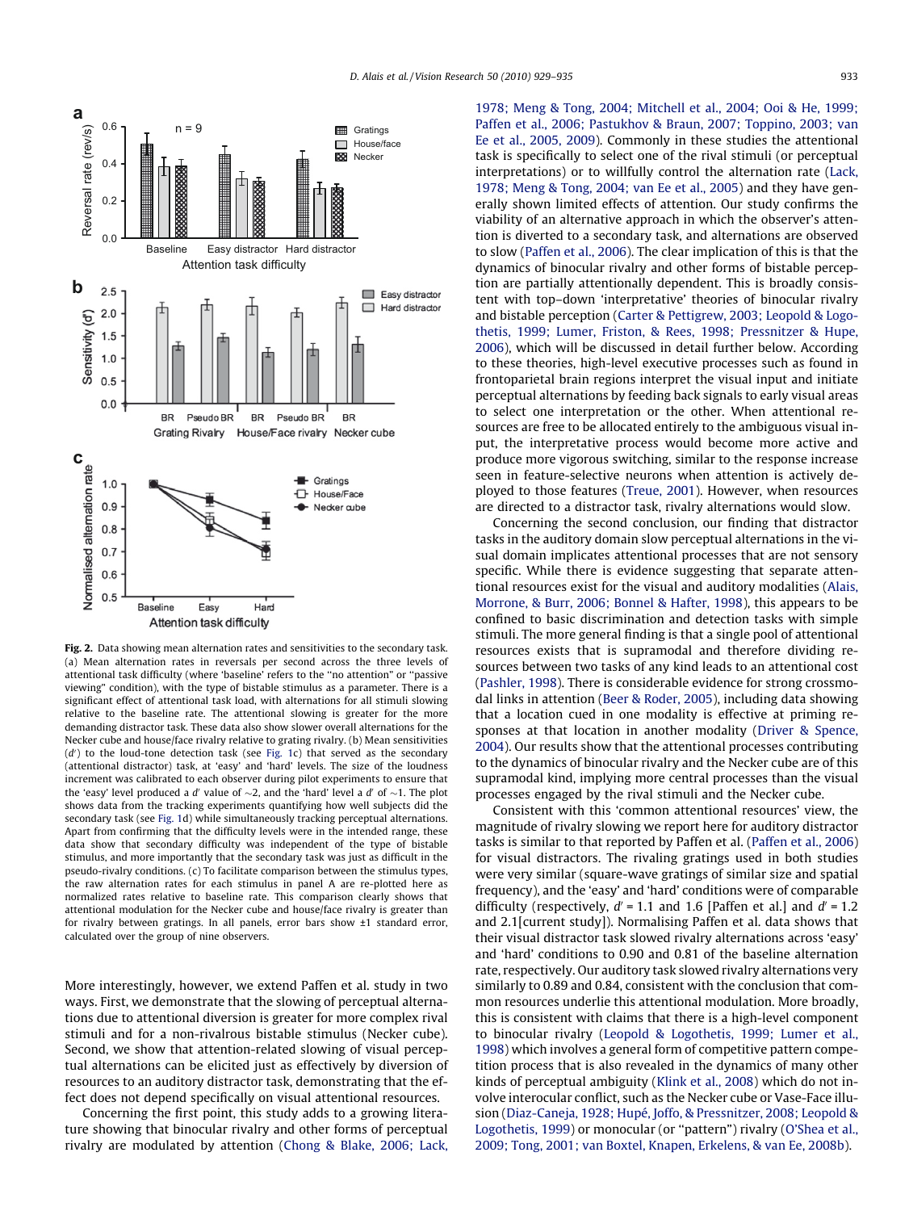**Fig. 2.** Data showing mean alternation rates and sensitivities to the secondary task. (a) Mean alternation rates in reversals per second across the three levels of attentional task difficulty (where 'baseline' refers to the "no attention" or "passive viewing" condition), with the type of bistable stimulus as a parameter. There is a significant effect of attentional task load, with alternations for all stimuli slowing relative to the baseline rate. The attentional slowing is greater for the more demanding distractor task. These data also show slower overall alternations for the Necker cube and house/face rivalry relative to grating rivalry. (b) Mean sensitivities ($d'$) to the loud-tone detection task (see Fig. 1c) that served as the secondary (attentional distractor) task, at 'easy' and 'hard' levels. The size of the loudness increment was calibrated to each observer during pilot experiments to ensure that the 'easy' level produced a $d'$ value of ~2, and the 'hard' level a $d'$ of ~1. The plot shows data from the tracking experiments quantifying how well subjects did the secondary task (see Fig. 1d) while simultaneously tracking perceptual alternations. Apart from confirming that the difficulty levels were in the intended range, these data show that secondary difficulty was independent of the type of bistable stimulus, and more importantly that the secondary task was just as difficult in the pseudo-rivalry conditions. (c) To facilitate comparison between the stimulus types, the raw alternation rates for each stimulus in panel A are re-plotted here as normalized rates relative to baseline rate. This comparison clearly shows that attentional modulation for the Necker cube and house/face rivalry is greater than for rivalry between gratings. In all panels, error bars show ±1 standard error, calculated over the group of nine observers.

More interestingly, however, we extend Paffen et al. study in two ways. First, we demonstrate that the slowing of perceptual alternations due to attentional diversion is greater for more complex rival stimuli and for a non-rivalrous bistable stimulus (Necker cube). Second, we show that attention-related slowing of visual perceptual alternations can be elicited just as effectively by diversion of resources to an auditory distractor task, demonstrating that the effect does not depend specifically on visual attentional resources.

Concerning the first point, this study adds to a growing literature showing that binocular rivalry and other forms of perceptual rivalry are modulated by attention (Chong & Blake, 2006; Lack, 1978; Meng & Tong, 2004; Mitchell et al., 2004; Ooi & He, 1999; Paffen et al., 2006; Pastukhov & Braun, 2007; Toppino, 2003; van Ee et al., 2005, 2009). Commonly in these studies the attentional task is specifically to select one of the rival stimuli (or perceptual interpretations) or to willfully control the alternation rate (Lack, 1978; Meng & Tong, 2004; van Ee et al., 2005) and they have generally shown limited effects of attention. Our study confirms the viability of an alternative approach in which the observer's attention is diverted to a secondary task, and alternations are observed to slow (Paffen et al., 2006). The clear implication of this is that the dynamics of binocular rivalry and other forms of bistable perception are partially attentionally dependent. This is broadly consistent with top–down 'interpretative' theories of binocular rivalry and bistable perception (Carter & Pettigrew, 2003; Leopold & Logothetis, 1999; Lumer, Friston, & Rees, 1998; Pressnitzer & Hupe, 2006), which will be discussed in detail further below. According to these theories, high-level executive processes such as found in frontoparietal brain regions interpret the visual input and initiate perceptual alternations by feeding back signals to early visual areas to select one interpretation or the other. When attentional resources are free to be allocated entirely to the ambiguous visual input, the interpretative process would become more active and produce more vigorous switching, similar to the response increase seen in feature-selective neurons when attention is actively deployed to those features (Treue, 2001). However, when resources are directed to a distractor task, rivalry alternations would slow.

Concerning the second conclusion, our finding that distractor tasks in the auditory domain slow perceptual alternations in the visual domain implicates attentional processes that are not sensory specific. While there is evidence suggesting that separate attentional resources exist for the visual and auditory modalities (Alais, Morrone, & Burr, 2006; Bonnel & Hafter, 1998), this appears to be confined to basic discrimination and detection tasks with simple stimuli. The more general finding is that a single pool of attentional resources exists that is supramodal and therefore dividing resources between two tasks of any kind leads to an attentional cost (Pashler, 1998). There is considerable evidence for strong crossmodal links in attention (Beer & Roder, 2005), including data showing that a location cued in one modality is effective at priming responses at that location in another modality (Driver & Spence, 2004). Our results show that the attentional processes contributing to the dynamics of binocular rivalry and the Necker cube are of this supramodal kind, implying more central processes than the visual processes engaged by the rival stimuli and the Necker cube.

Consistent with this 'common attentional resources' view, the magnitude of rivalry slowing we report here for auditory distractor tasks is similar to that reported by Paffen et al. (Paffen et al., 2006) for visual distractors. The rivaling gratings used in both studies were very similar (square-wave gratings of similar size and spatial frequency), and the 'easy' and 'hard' conditions were of comparable difficulty (respectively, $d'$ = 1.1 and 1.6 [Paffen et al.] and $d'$ = 1.2 and 2.1[current study]). Normalising Paffen et al. data shows that their visual distractor task slowed rivalry alternations across 'easy' and 'hard' conditions to 0.90 and 0.81 of the baseline alternation rate, respectively. Our auditory task slowed rivalry alternations very similarly to 0.89 and 0.84, consistent with the conclusion that common resources underlie this attentional modulation. More broadly, this is consistent with claims that there is a high-level component to binocular rivalry (Leopold & Logothetis, 1999; Lumer et al., 1998) which involves a general form of competitive pattern competition process that is also revealed in the dynamics of many other kinds of perceptual ambiguity (Klink et al., 2008) which do not involve interocular conflict, such as the Necker cube or Vase-Face illusion (Diaz-Caneja, 1928; Hupé, Joffo, & Pressnitzer, 2008; Leopold & Logothetis, 1999) or monocular (or "pattern") rivalry (O'Shea et al., 2009; Tong, 2001; van Boxtel, Knapen, Erkelens, & van Ee, 2008b).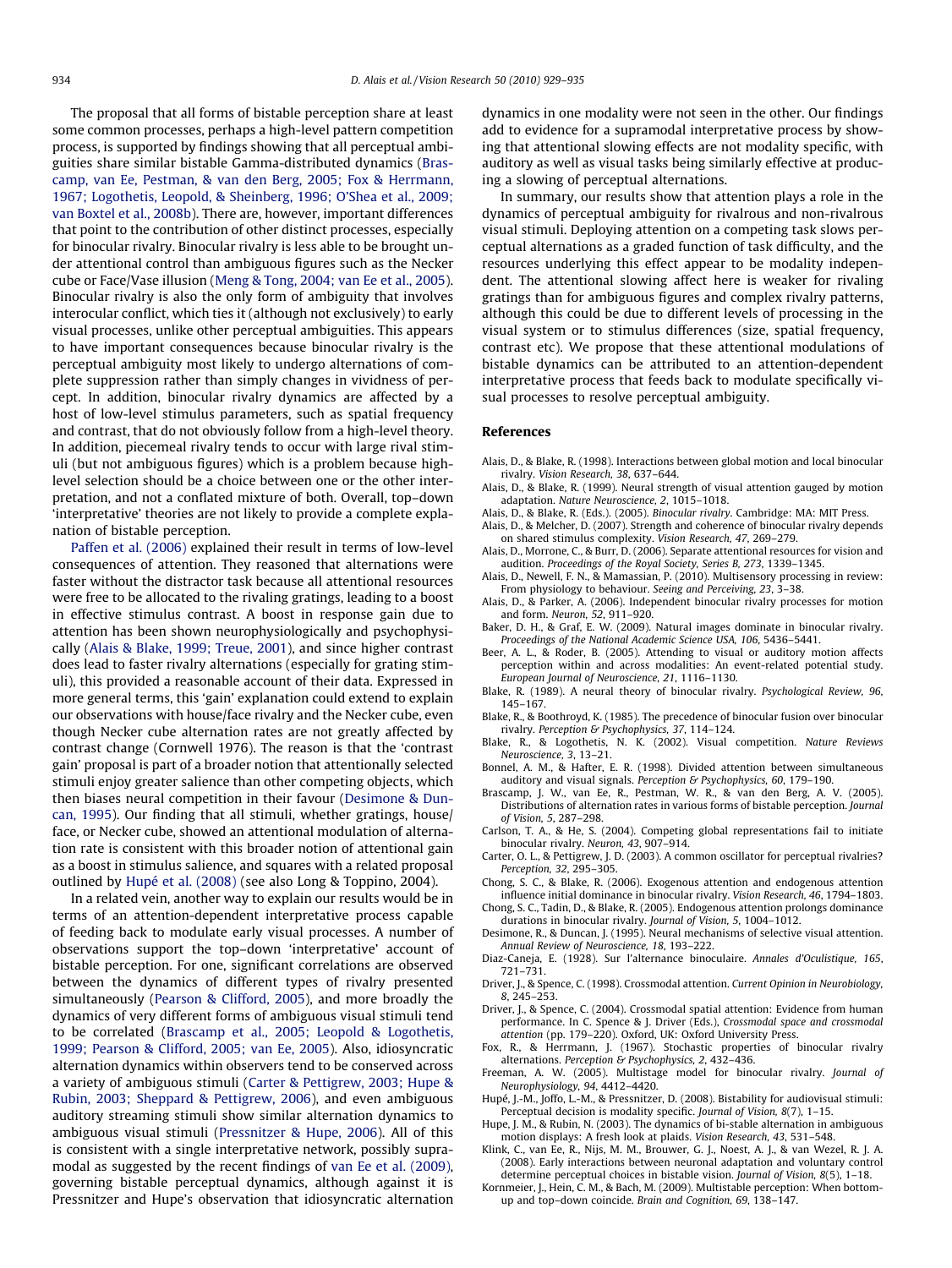The proposal that all forms of bistable perception share at least some common processes, perhaps a high-level pattern competition process, is supported by findings showing that all perceptual ambiguities share similar bistable Gamma-distributed dynamics (Brascamp, van Ee, Pestman, & van den Berg, 2005; Fox & Herrmann, 1967; Logothetis, Leopold, & Sheinberg, 1996; O'Shea et al., 2009; van Boxtel et al., 2008b). There are, however, important differences that point to the contribution of other distinct processes, especially for binocular rivalry. Binocular rivalry is less able to be brought under attentional control than ambiguous figures such as the Necker cube or Face/Vase illusion (Meng & Tong, 2004; van Ee et al., 2005). Binocular rivalry is also the only form of ambiguity that involves interocular conflict, which ties it (although not exclusively) to early visual processes, unlike other perceptual ambiguities. This appears to have important consequences because binocular rivalry is the perceptual ambiguity most likely to undergo alternations of complete suppression rather than simply changes in vividness of percept. In addition, binocular rivalry dynamics are affected by a host of low-level stimulus parameters, such as spatial frequency and contrast, that do not obviously follow from a high-level theory. In addition, piecemeal rivalry tends to occur with large rival stimuli (but not ambiguous figures) which is a problem because high-level selection should be a choice between one or the other interpretation, and not a conflated mixture of both. Overall, top–down 'interpretative' theories are not likely to provide a complete explanation of bistable perception.

Paffen et al. (2006) explained their result in terms of low-level consequences of attention. They reasoned that alternations were faster without the distractor task because all attentional resources were free to be allocated to the rivaling gratings, leading to a boost in effective stimulus contrast. A boost in response gain due to attention has been shown neurophysiologically and psychophysically (Alais & Blake, 1999; Treue, 2001), and since higher contrast does lead to faster rivalry alternations (especially for grating stimuli), this provided a reasonable account of their data. Expressed in more general terms, this 'gain' explanation could extend to explain our observations with house/face rivalry and the Necker cube, even though Necker cube alternation rates are not greatly affected by contrast change (Cornwell 1976). The reason is that the 'contrast gain' proposal is part of a broader notion that attentionally selected stimuli enjoy greater salience than other competing objects, which then biases neural competition in their favour (Desimone & Duncan, 1995). Our finding that all stimuli, whether gratings, house/face, or Necker cube, showed an attentional modulation of alternation rate is consistent with this broader notion of attentional gain as a boost in stimulus salience, and squares with a related proposal outlined by Hupé et al. (2008) (see also Long & Toppino, 2004).

In a related vein, another way to explain our results would be in terms of an attention-dependent interpretative process capable of feeding back to modulate early visual processes. A number of observations support the top–down 'interpretative' account of bistable perception. For one, significant correlations are observed between the dynamics of different types of rivalry presented simultaneously (Pearson & Clifford, 2005), and more broadly the dynamics of very different forms of ambiguous visual stimuli tend to be correlated (Brascamp et al., 2005; Leopold & Logothetis, 1999; Pearson & Clifford, 2005; van Ee, 2005). Also, idiosyncratic alternation dynamics within observers tend to be conserved across a variety of ambiguous stimuli (Carter & Pettigrew, 2003; Hupe & Rubin, 2003; Sheppard & Pettigrew, 2006), and even ambiguous auditory streaming stimuli show similar alternation dynamics to ambiguous visual stimuli (Pressnitzer & Hupe, 2006). All of this is consistent with a single interpretative network, possibly supramodal as suggested by the recent findings of van Ee et al. (2009), governing bistable perceptual dynamics, although against it is Pressnitzer and Hupe's observation that idiosyncratic alternation dynamics in one modality were not seen in the other. Our findings add to evidence for a supramodal interpretative process by showing that attentional slowing effects are not modality specific, with auditory as well as visual tasks being similarly effective at producing a slowing of perceptual alternations.

In summary, our results show that attention plays a role in the dynamics of perceptual ambiguity for rivalrous and non-rivalrous visual stimuli. Deploying attention on a competing task slows perceptual alternations as a graded function of task difficulty, and the resources underlying this effect appear to be modality independent. The attentional slowing affect here is weaker for rivaling gratings than for ambiguous figures and complex rivalry patterns, although this could be due to different levels of processing in the visual system or to stimulus differences (size, spatial frequency, contrast etc). We propose that these attentional modulations of bistable dynamics can be attributed to an attention-dependent interpretative process that feeds back to modulate specifically visual processes to resolve perceptual ambiguity.

## References

Alais, D., & Blake, R. (1998). Interactions between global motion and local binocular rivalry. *Vision Research, 38*, 637–644.

Alais, D., & Blake, R. (1999). Neural strength of visual attention gauged by motion adaptation. *Nature Neuroscience, 2*, 1015–1018.

Alais, D., & Blake, R. (Eds.). (2005). *Binocular rivalry*. Cambridge: MA: MIT Press.

Alais, D., & Melcher, D. (2007). Strength and coherence of binocular rivalry depends on shared stimulus complexity. *Vision Research, 47*, 269–279.

Alais, D., Morrone, C., & Burr, D. (2006). Separate attentional resources for vision and audition. *Proceedings of the Royal Society, Series B, 273*, 1339–1345.

Alais, D., Newell, F. N., & Mamassian, P. (2010). Multisensory processing in review: From physiology to behaviour. *Seeing and Perceiving, 23*, 3–38.

Alais, D., & Parker, A. (2006). Independent binocular rivalry processes for motion and form. *Neuron, 52*, 911–920.

Baker, D. H., & Graf, E. W. (2009). Natural images dominate in binocular rivalry. *Proceedings of the National Academic Science USA, 106*, 5436–5441.

Beer, A. L., & Roder, B. (2005). Attending to visual or auditory motion affects perception within and across modalities: An event-related potential study. *European Journal of Neuroscience, 21*, 1116–1130.

Blake, R. (1989). A neural theory of binocular rivalry. *Psychological Review, 96*, 145–167.

Blake, R., & Boothroyd, K. (1985). The precedence of binocular fusion over binocular rivalry. *Perception & Psychophysics, 37*, 114–124.

Blake, R., & Logothetis, N. K. (2002). Visual competition. *Nature Reviews Neuroscience, 3*, 13–21.

Bonnel, A. M., & Hafter, E. R. (1998). Divided attention between simultaneous auditory and visual signals. *Perception & Psychophysics, 60*, 179–190.

Brascamp, J. W., van Ee, R., Pestman, W. R., & van den Berg, A. V. (2005). Distributions of alternation rates in various forms of bistable perception. *Journal of Vision, 5*, 287–298.

Carlson, T. A., & He, S. (2004). Competing global representations fail to initiate binocular rivalry. *Neuron, 43*, 907–914.

Carter, O. L., & Pettigrew, J. D. (2003). A common oscillator for perceptual rivalries? *Perception, 32*, 295–305.

Chong, S. C., & Blake, R. (2006). Exogenous attention and endogenous attention influence initial dominance in binocular rivalry. *Vision Research, 46*, 1794–1803.

Chong, S. C., Tadin, D., & Blake, R. (2005). Endogenous attention prolongs dominance durations in binocular rivalry. *Journal of Vision, 5*, 1004–1012.

Desimone, R., & Duncan, J. (1995). Neural mechanisms of selective visual attention. *Annual Review of Neuroscience, 18*, 193–222.

Diaz-Caneja, E. (1928). Sur l'alternance binoculaire. *Annales d'Oculistique, 165*, 721–731.

Driver, J., & Spence, C. (1998). Crossmodal attention. *Current Opinion in Neurobiology, 8*, 245–253.

Driver, J., & Spence, C. (2004). Crossmodal spatial attention: Evidence from human performance. In C. Spence & J. Driver (Eds.), *Crossmodal space and crossmodal attention* (pp. 179–220). Oxford, UK: Oxford University Press.

Fox, R., & Herrmann, J. (1967). Stochastic properties of binocular rivalry alternations. *Perception & Psychophysics, 2*, 432–436.

Freeman, A. W. (2005). Multistage model for binocular rivalry. *Journal of Neurophysiology, 94*, 4412–4420.

Hupé, J.-M., Joffo, L.-M., & Pressnitzer, D. (2008). Bistability for audiovisual stimuli: Perceptual decision is modality specific. *Journal of Vision, 8*(7), 1–15.

Hupe, J. M., & Rubin, N. (2003). The dynamics of bi-stable alternation in ambiguous motion displays: A fresh look at plaids. *Vision Research, 43*, 531–548.

Klink, C., van Ee, R., Nijs, M. M., Brouwer, G. J., Noest, A. J., & van Wezel, R. J. A. (2008). Early interactions between neuronal adaptation and voluntary control determine perceptual choices in bistable vision. *Journal of Vision, 8*(5), 1–18.

Kornmeier, J., Hein, C. M., & Bach, M. (2009). Multistable perception: When bottom-up and top–down coincide. *Brain and Cognition, 69*, 138–147.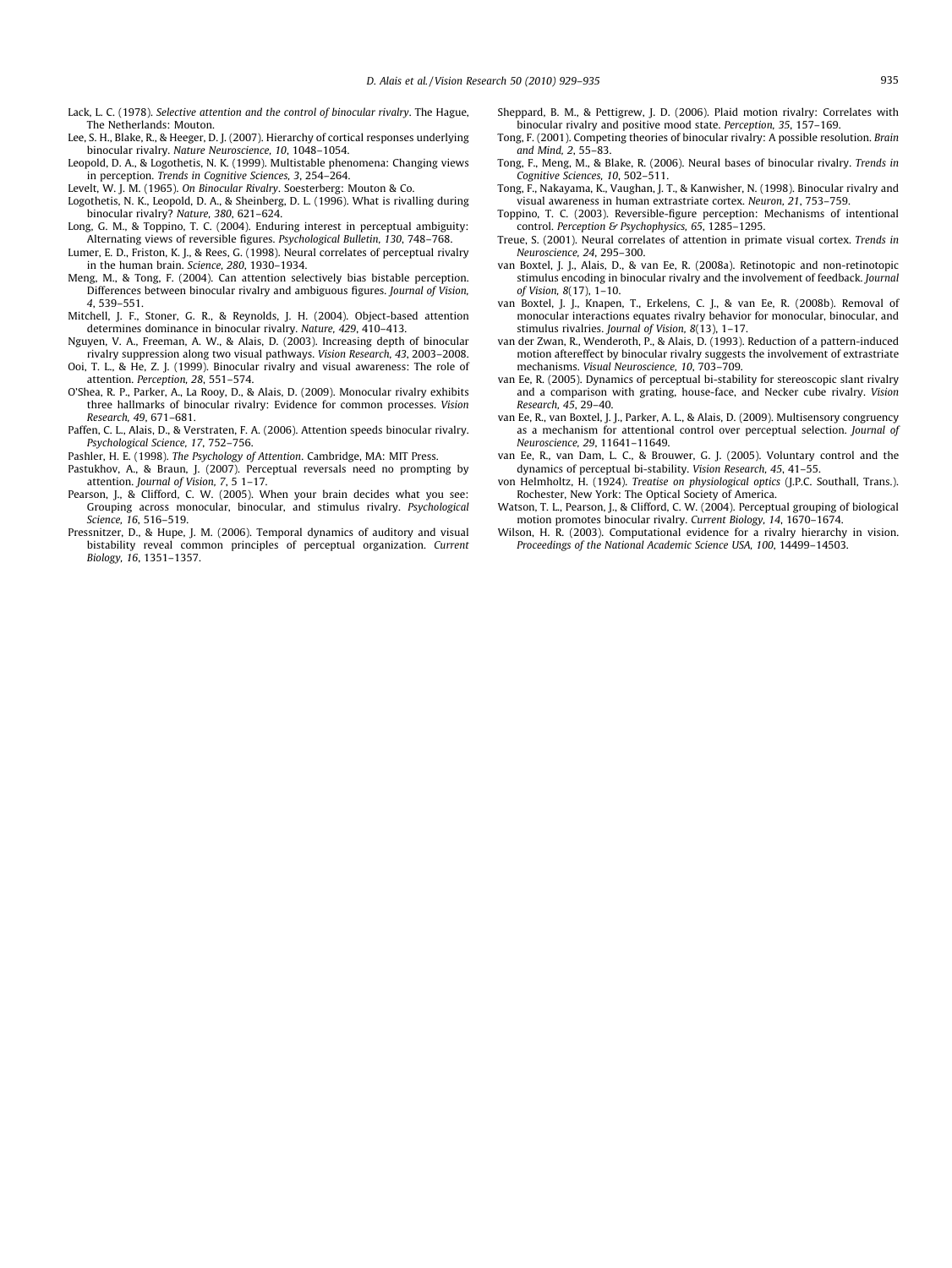Lack, L. C. (1978). *Selective attention and the control of binocular rivalry*. The Hague, The Netherlands: Mouton.

Lee, S. H., Blake, R., & Heeger, D. J. (2007). Hierarchy of cortical responses underlying binocular rivalry. *Nature Neuroscience, 10*, 1048–1054.

Leopold, D. A., & Logothetis, N. K. (1999). Multistable phenomena: Changing views in perception. *Trends in Cognitive Sciences, 3*, 254–264.

Levelt, W. J. M. (1965). *On Binocular Rivalry*. Soesterberg: Mouton & Co.

Logothetis, N. K., Leopold, D. A., & Sheinberg, D. L. (1996). What is rivalling during binocular rivalry? *Nature, 380*, 621–624.

Long, G. M., & Toppino, T. C. (2004). Enduring interest in perceptual ambiguity: Alternating views of reversible figures. *Psychological Bulletin, 130*, 748–768.

Lumer, E. D., Friston, K. J., & Rees, G. (1998). Neural correlates of perceptual rivalry in the human brain. *Science, 280*, 1930–1934.

Meng, M., & Tong, F. (2004). Can attention selectively bias bistable perception. Differences between binocular rivalry and ambiguous figures. *Journal of Vision, 4*, 539–551.

Mitchell, J. F., Stoner, G. R., & Reynolds, J. H. (2004). Object-based attention determines dominance in binocular rivalry. *Nature, 429*, 410–413.

Nguyen, V. A., Freeman, A. W., & Alais, D. (2003). Increasing depth of binocular rivalry suppression along two visual pathways. *Vision Research, 43*, 2003–2008.

Ooi, T. L., & He, Z. J. (1999). Binocular rivalry and visual awareness: The role of attention. *Perception, 28*, 551–574.

O'Shea, R. P., Parker, A., La Rooy, D., & Alais, D. (2009). Monocular rivalry exhibits three hallmarks of binocular rivalry: Evidence for common processes. *Vision Research, 49*, 671–681.

Paffen, C. L., Alais, D., & Verstraten, F. A. (2006). Attention speeds binocular rivalry. *Psychological Science, 17*, 752–756.

Pashler, H. E. (1998). *The Psychology of Attention*. Cambridge, MA: MIT Press.

Pastukhov, A., & Braun, J. (2007). Perceptual reversals need no prompting by attention. *Journal of Vision, 7*, 5 1–17.

Pearson, J., & Clifford, C. W. (2005). When your brain decides what you see: Grouping across monocular, binocular, and stimulus rivalry. *Psychological Science, 16*, 516–519.

Pressnitzer, D., & Hupe, J. M. (2006). Temporal dynamics of auditory and visual bistability reveal common principles of perceptual organization. *Current Biology, 16*, 1351–1357.

Sheppard, B. M., & Pettigrew, J. D. (2006). Plaid motion rivalry: Correlates with binocular rivalry and positive mood state. *Perception, 35*, 157–169.

Tong, F. (2001). Competing theories of binocular rivalry: A possible resolution. *Brain and Mind, 2*, 55–83.

Tong, F., Meng, M., & Blake, R. (2006). Neural bases of binocular rivalry. *Trends in Cognitive Sciences, 10*, 502–511.

Tong, F., Nakayama, K., Vaughan, J. T., & Kanwisher, N. (1998). Binocular rivalry and visual awareness in human extrastriate cortex. *Neuron, 21*, 753–759.

Toppino, T. C. (2003). Reversible-figure perception: Mechanisms of intentional control. *Perception & Psychophysics, 65*, 1285–1295.

Treue, S. (2001). Neural correlates of attention in primate visual cortex. *Trends in Neuroscience, 24*, 295–300.

van Boxtel, J. J., Alais, D., & van Ee, R. (2008a). Retinotopic and non-retinotopic stimulus encoding in binocular rivalry and the involvement of feedback. *Journal of Vision, 8*(17), 1–10.

van Boxtel, J. J., Knapen, T., Erkelens, C. J., & van Ee, R. (2008b). Removal of monocular interactions equates rivalry behavior for monocular, binocular, and stimulus rivalries. *Journal of Vision, 8*(13), 1–17.

van der Zwan, R., Wenderoth, P., & Alais, D. (1993). Reduction of a pattern-induced motion aftereffect by binocular rivalry suggests the involvement of extrastriate mechanisms. *Visual Neuroscience, 10*, 703–709.

van Ee, R. (2005). Dynamics of perceptual bi-stability for stereoscopic slant rivalry and a comparison with grating, house-face, and Necker cube rivalry. *Vision Research, 45*, 29–40.

van Ee, R., van Boxtel, J. J., Parker, A. L., & Alais, D. (2009). Multisensory congruency as a mechanism for attentional control over perceptual selection. *Journal of Neuroscience, 29*, 11641–11649.

van Ee, R., van Dam, L. C., & Brouwer, G. J. (2005). Voluntary control and the dynamics of perceptual bi-stability. *Vision Research, 45*, 41–55.

von Helmholtz, H. (1924). *Treatise on physiological optics* (J.P.C. Southall, Trans.). Rochester, New York: The Optical Society of America.

Watson, T. L., Pearson, J., & Clifford, C. W. (2004). Perceptual grouping of biological motion promotes binocular rivalry. *Current Biology, 14*, 1670–1674.

Wilson, H. R. (2003). Computational evidence for a rivalry hierarchy in vision. *Proceedings of the National Academic Science USA, 100*, 14499–14503.